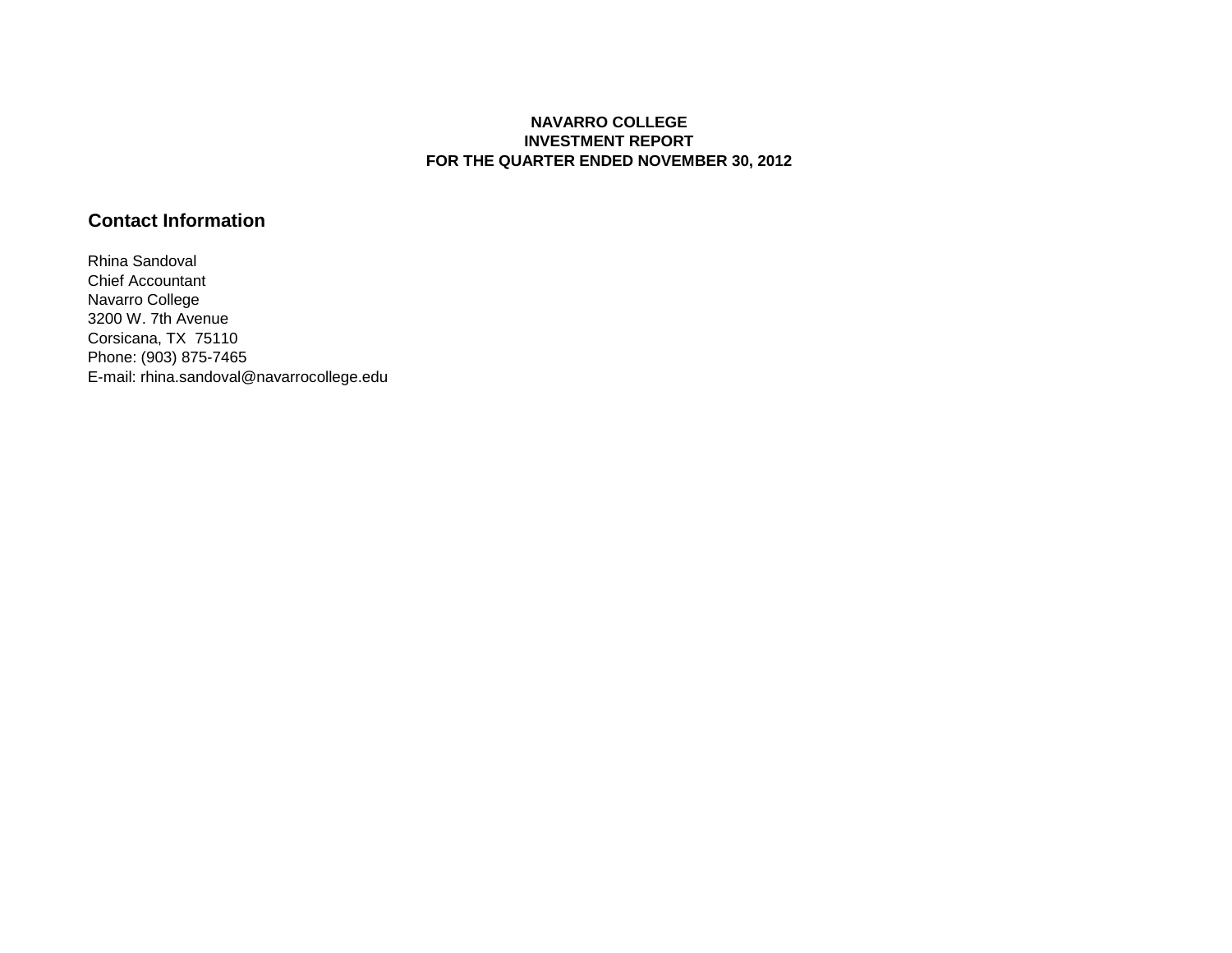# NAVARRO COLLEGE
# INVESTMENT REPORT
# FOR THE QUARTER ENDED NOVEMBER 30, 2012

## Contact Information

Rhina Sandoval
Chief Accountant
Navarro College
3200 W. 7th Avenue
Corsicana, TX  75110
Phone: (903) 875-7465
E-mail: rhina.sandoval@navarrocollege.edu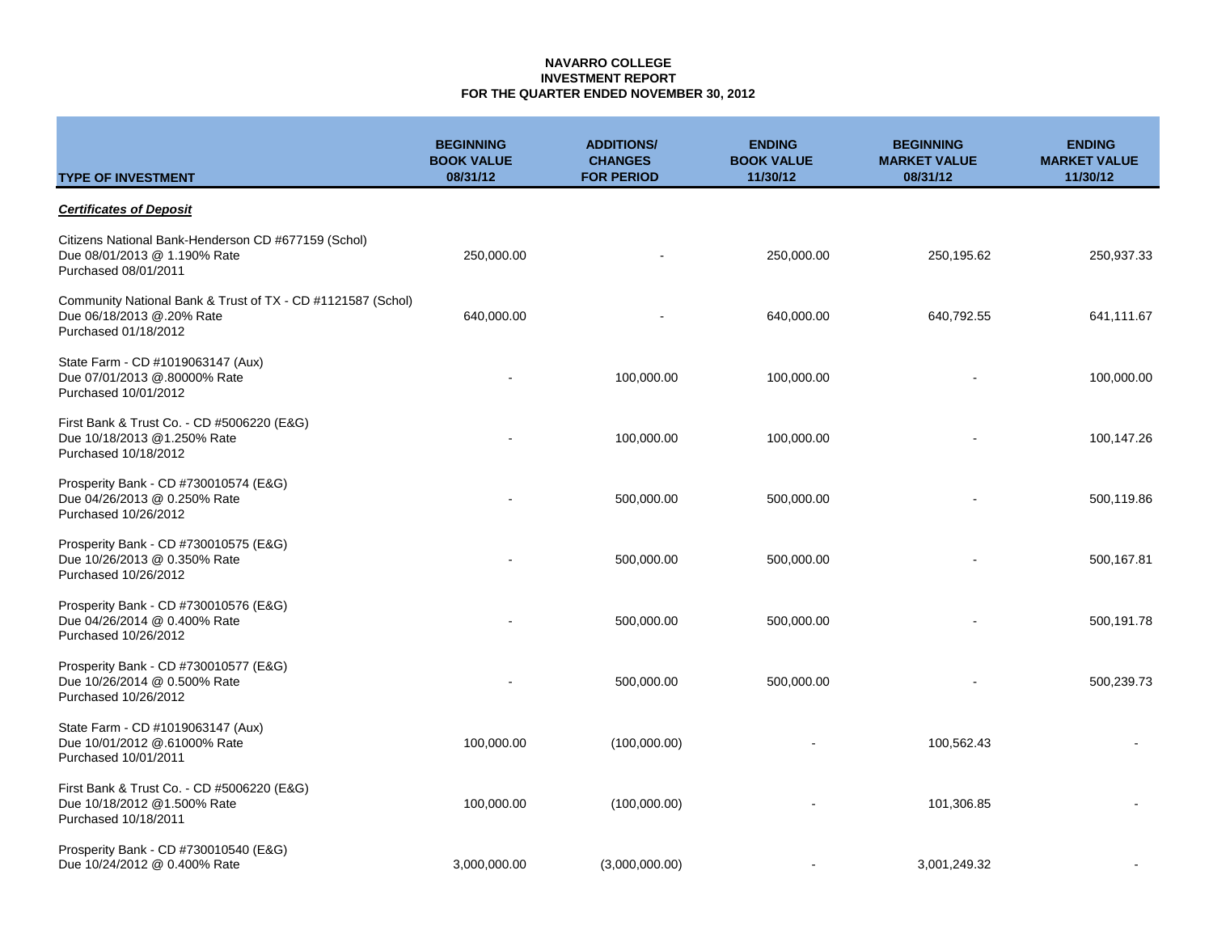**NAVARRO COLLEGE**
**INVESTMENT REPORT**
**FOR THE QUARTER ENDED NOVEMBER 30, 2012**

| TYPE OF INVESTMENT | BEGINNING BOOK VALUE 08/31/12 | ADDITIONS/ CHANGES FOR PERIOD | ENDING BOOK VALUE 11/30/12 | BEGINNING MARKET VALUE 08/31/12 | ENDING MARKET VALUE 11/30/12 |
|---|---|---|---|---|---|
| ***Certificates of Deposit*** | | | | | |
| Citizens National Bank-Henderson CD #677159 (Schol) Due 08/01/2013 @ 1.190% Rate Purchased 08/01/2011 | 250,000.00 | - | 250,000.00 | 250,195.62 | 250,937.33 |
| Community National Bank & Trust of TX - CD #1121587 (Schol) Due 06/18/2013 @.20% Rate Purchased 01/18/2012 | 640,000.00 | - | 640,000.00 | 640,792.55 | 641,111.67 |
| State Farm - CD #1019063147 (Aux) Due 07/01/2013 @.80000% Rate Purchased 10/01/2012 | - | 100,000.00 | 100,000.00 | - | 100,000.00 |
| First Bank & Trust Co. - CD #5006220 (E&G) Due 10/18/2013 @1.250% Rate Purchased 10/18/2012 | - | 100,000.00 | 100,000.00 | - | 100,147.26 |
| Prosperity Bank - CD #730010574 (E&G) Due 04/26/2013 @ 0.250% Rate Purchased 10/26/2012 | - | 500,000.00 | 500,000.00 | - | 500,119.86 |
| Prosperity Bank - CD #730010575 (E&G) Due 10/26/2013 @ 0.350% Rate Purchased 10/26/2012 | - | 500,000.00 | 500,000.00 | - | 500,167.81 |
| Prosperity Bank - CD #730010576 (E&G) Due 04/26/2014 @ 0.400% Rate Purchased 10/26/2012 | - | 500,000.00 | 500,000.00 | - | 500,191.78 |
| Prosperity Bank - CD #730010577 (E&G) Due 10/26/2014 @ 0.500% Rate Purchased 10/26/2012 | - | 500,000.00 | 500,000.00 | - | 500,239.73 |
| State Farm - CD #1019063147 (Aux) Due 10/01/2012 @.61000% Rate Purchased 10/01/2011 | 100,000.00 | (100,000.00) | - | 100,562.43 | - |
| First Bank & Trust Co. - CD #5006220 (E&G) Due 10/18/2012 @1.500% Rate Purchased 10/18/2011 | 100,000.00 | (100,000.00) | - | 101,306.85 | - |
| Prosperity Bank - CD #730010540 (E&G) Due 10/24/2012 @ 0.400% Rate | 3,000,000.00 | (3,000,000.00) | - | 3,001,249.32 | - |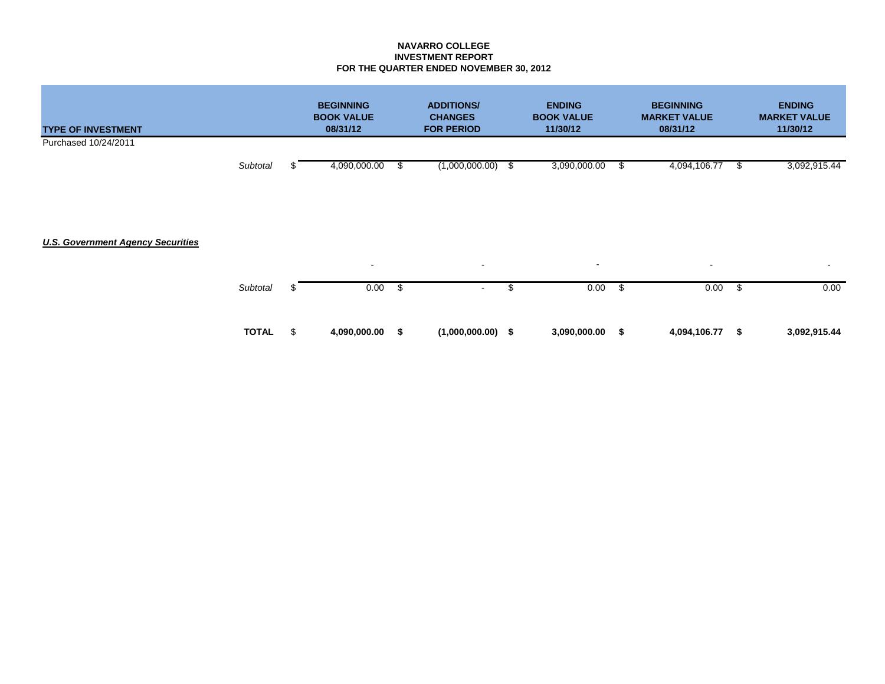**NAVARRO COLLEGE**
**INVESTMENT REPORT**
**FOR THE QUARTER ENDED NOVEMBER 30, 2012**

| TYPE OF INVESTMENT | | BEGINNING BOOK VALUE 08/31/12 | ADDITIONS/ CHANGES FOR PERIOD | ENDING BOOK VALUE 11/30/12 | BEGINNING MARKET VALUE 08/31/12 | ENDING MARKET VALUE 11/30/12 |
|---|---|---|---|---|---|---|
| Purchased 10/24/2011 | | | | | | |
| | *Subtotal* | $ 4,090,000.00 | $ (1,000,000.00) | $ 3,090,000.00 | $ 4,094,106.77 | $ 3,092,915.44 |
| ***U.S. Government Agency Securities*** | | | | | | |
| | | - | - | - | - | - |
| | *Subtotal* | $ 0.00 | $ - | $ 0.00 | $ 0.00 | $ 0.00 |
| | **TOTAL** | $ **4,090,000.00** | **$ (1,000,000.00)** | **$ 3,090,000.00** | **$ 4,094,106.77** | **$ 3,092,915.44** |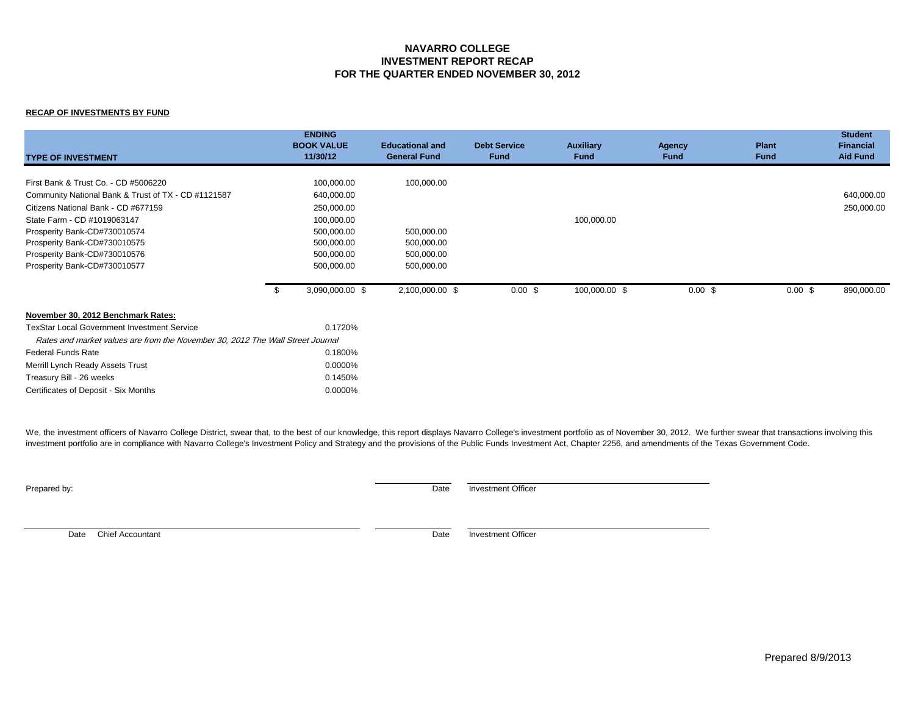# NAVARRO COLLEGE
## INVESTMENT REPORT RECAP
## FOR THE QUARTER ENDED NOVEMBER 30, 2012

**RECAP OF INVESTMENTS BY FUND**

| TYPE OF INVESTMENT | ENDING BOOK VALUE 11/30/12 | Educational and General Fund | Debt Service Fund | Auxiliary Fund | Agency Fund | Plant Fund | Student Financial Aid Fund |
|---|---|---|---|---|---|---|---|
| First Bank & Trust Co. - CD #5006220 | 100,000.00 | 100,000.00 | | | | | |
| Community National Bank & Trust of TX - CD #1121587 | 640,000.00 | | | | | | 640,000.00 |
| Citizens National Bank - CD #677159 | 250,000.00 | | | | | | 250,000.00 |
| State Farm - CD #1019063147 | 100,000.00 | | | 100,000.00 | | | |
| Prosperity Bank-CD#730010574 | 500,000.00 | 500,000.00 | | | | | |
| Prosperity Bank-CD#730010575 | 500,000.00 | 500,000.00 | | | | | |
| Prosperity Bank-CD#730010576 | 500,000.00 | 500,000.00 | | | | | |
| Prosperity Bank-CD#730010577 | 500,000.00 | 500,000.00 | | | | | |
| | $ 3,090,000.00 | $ 2,100,000.00 | $ 0.00 | $ 100,000.00 | $ 0.00 | $ 0.00 | $ 890,000.00 |

**November 30, 2012 Benchmark Rates:**

| | |
|---|---|
| TexStar Local Government Investment Service | 0.1720% |
| *Rates and market values are from the November 30, 2012 The Wall Street Journal* | |
| Federal Funds Rate | 0.1800% |
| Merrill Lynch Ready Assets Trust | 0.0000% |
| Treasury Bill - 26 weeks | 0.1450% |
| Certificates of Deposit - Six Months | 0.0000% |

We, the investment officers of Navarro College District, swear that, to the best of our knowledge, this report displays Navarro College's investment portfolio as of November 30, 2012. We further swear that transactions involving this investment portfolio are in compliance with Navarro College's Investment Policy and Strategy and the provisions of the Public Funds Investment Act, Chapter 2256, and amendments of the Texas Government Code.

Prepared by: _______________ Date _______________ Investment Officer

_______________ Date Chief Accountant _______________ Date _______________ Investment Officer

Prepared 8/9/2013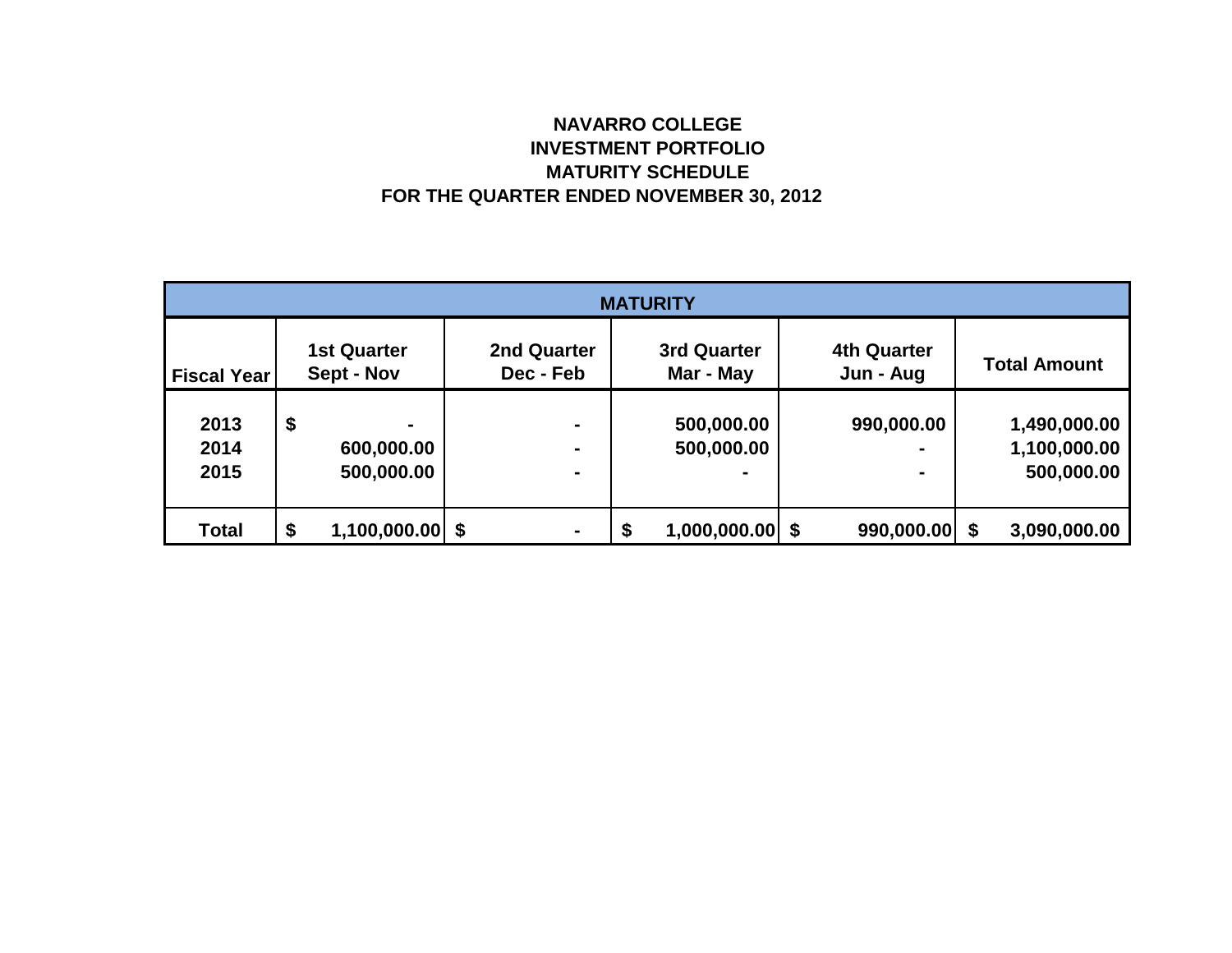# NAVARRO COLLEGE
## INVESTMENT PORTFOLIO
## MATURITY SCHEDULE
## FOR THE QUARTER ENDED NOVEMBER 30, 2012

| | MATURITY | | | | |
|---|---|---|---|---|---|
| **Fiscal Year** | **1st Quarter Sept - Nov** | **2nd Quarter Dec - Feb** | **3rd Quarter Mar - May** | **4th Quarter Jun - Aug** | **Total Amount** |
| **2013** | **$ -** | **-** | **500,000.00** | **990,000.00** | **1,490,000.00** |
| **2014** | **600,000.00** | **-** | **500,000.00** | **-** | **1,100,000.00** |
| **2015** | **500,000.00** | **-** | **-** | **-** | **500,000.00** |
| **Total** | **$ 1,100,000.00** | **$ -** | **$ 1,000,000.00** | **$ 990,000.00** | **$ 3,090,000.00** |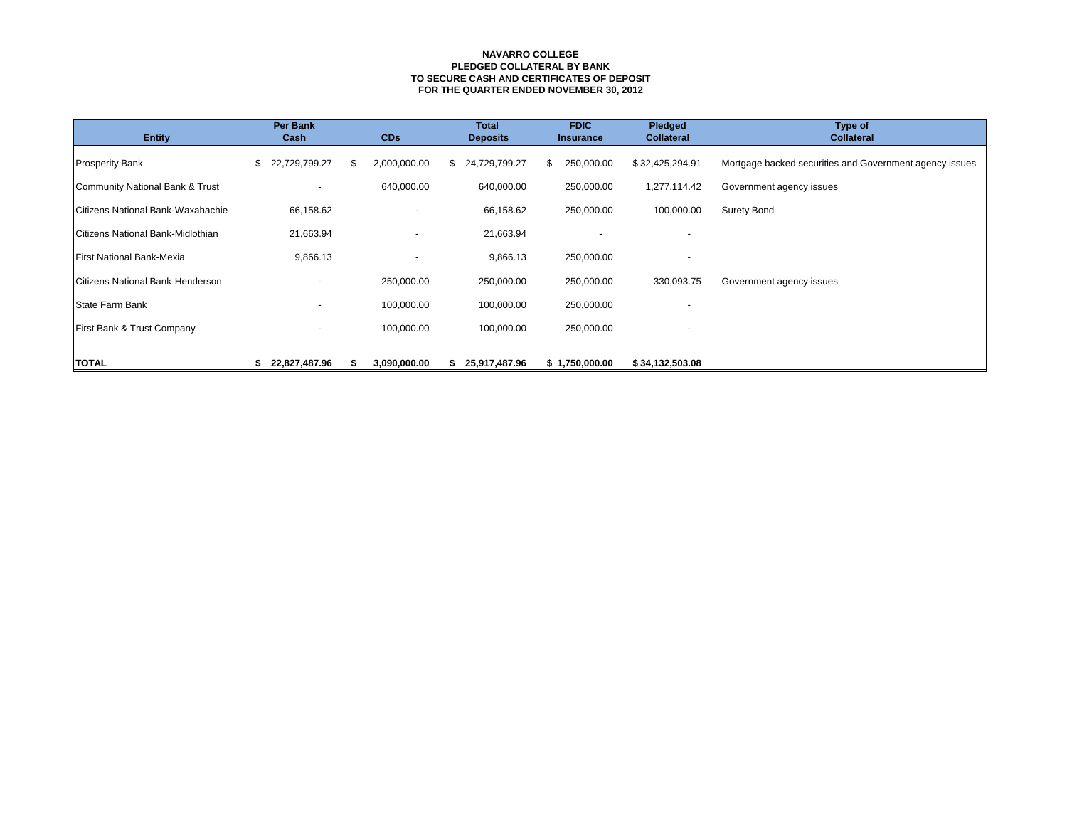**NAVARRO COLLEGE**
**PLEDGED COLLATERAL BY BANK**
**TO SECURE CASH AND CERTIFICATES OF DEPOSIT**
**FOR THE QUARTER ENDED NOVEMBER 30, 2012**

| Entity | Per Bank Cash | CDs | Total Deposits | FDIC Insurance | Pledged Collateral | Type of Collateral |
|---|---|---|---|---|---|---|
| Prosperity Bank | $ 22,729,799.27 | $ 2,000,000.00 | $ 24,729,799.27 | $ 250,000.00 | $ 32,425,294.91 | Mortgage backed securities and Government agency issues |
| Community National Bank & Trust | - | 640,000.00 | 640,000.00 | 250,000.00 | 1,277,114.42 | Government agency issues |
| Citizens National Bank-Waxahachie | 66,158.62 | - | 66,158.62 | 250,000.00 | 100,000.00 | Surety Bond |
| Citizens National Bank-Midlothian | 21,663.94 | - | 21,663.94 | - | - | |
| First National Bank-Mexia | 9,866.13 | - | 9,866.13 | 250,000.00 | - | |
| Citizens National Bank-Henderson | - | 250,000.00 | 250,000.00 | 250,000.00 | 330,093.75 | Government agency issues |
| State Farm Bank | - | 100,000.00 | 100,000.00 | 250,000.00 | - | |
| First Bank & Trust Company | - | 100,000.00 | 100,000.00 | 250,000.00 | - | |
| **TOTAL** | **$ 22,827,487.96** | **$ 3,090,000.00** | **$ 25,917,487.96** | **$ 1,750,000.00** | **$ 34,132,503.08** | |